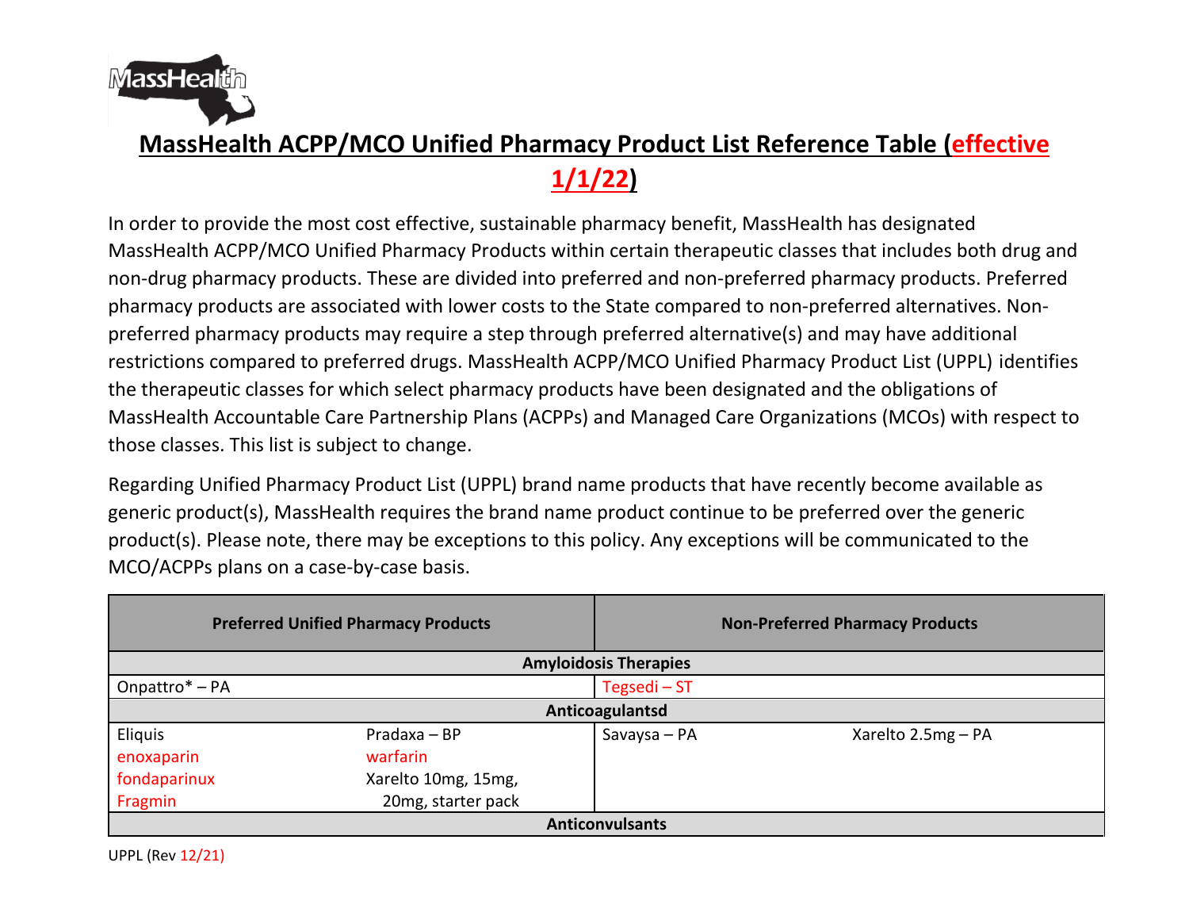# MassHealth ACPP/MCO Unified Pharmacy Product List Reference Table (effective 1/1/22)

In order to provide the most cost effective, sustainable pharmacy benefit, MassHealth has designated MassHealth ACPP/MCO Unified Pharmacy Products within certain therapeutic classes that includes both drug and non-drug pharmacy products. These are divided into preferred and non-preferred pharmacy products. Preferred pharmacy products are associated with lower costs to the State compared to non-preferred alternatives. Non-preferred pharmacy products may require a step through preferred alternative(s) and may have additional restrictions compared to preferred drugs. MassHealth ACPP/MCO Unified Pharmacy Product List (UPPL) identifies the therapeutic classes for which select pharmacy products have been designated and the obligations of MassHealth Accountable Care Partnership Plans (ACPPs) and Managed Care Organizations (MCOs) with respect to those classes. This list is subject to change.

Regarding Unified Pharmacy Product List (UPPL) brand name products that have recently become available as generic product(s), MassHealth requires the brand name product continue to be preferred over the generic product(s). Please note, there may be exceptions to this policy. Any exceptions will be communicated to the MCO/ACPPs plans on a case-by-case basis.

| Preferred Unified Pharmacy Products | | Non-Preferred Pharmacy Products | |
|---|---|---|---|
| **Amyloidosis Therapies** | | | |
| Onpattro* – PA | | Tegsedi – ST | |
| **Anticoagulantsd** | | | |
| Eliquis | Pradaxa – BP | Savaysa – PA | Xarelto 2.5mg – PA |
| enoxaparin | warfarin | | |
| fondaparinux | Xarelto 10mg, 15mg, 20mg, starter pack | | |
| Fragmin | | | |
| **Anticonvulsants** | | | |

UPPL (Rev 12/21)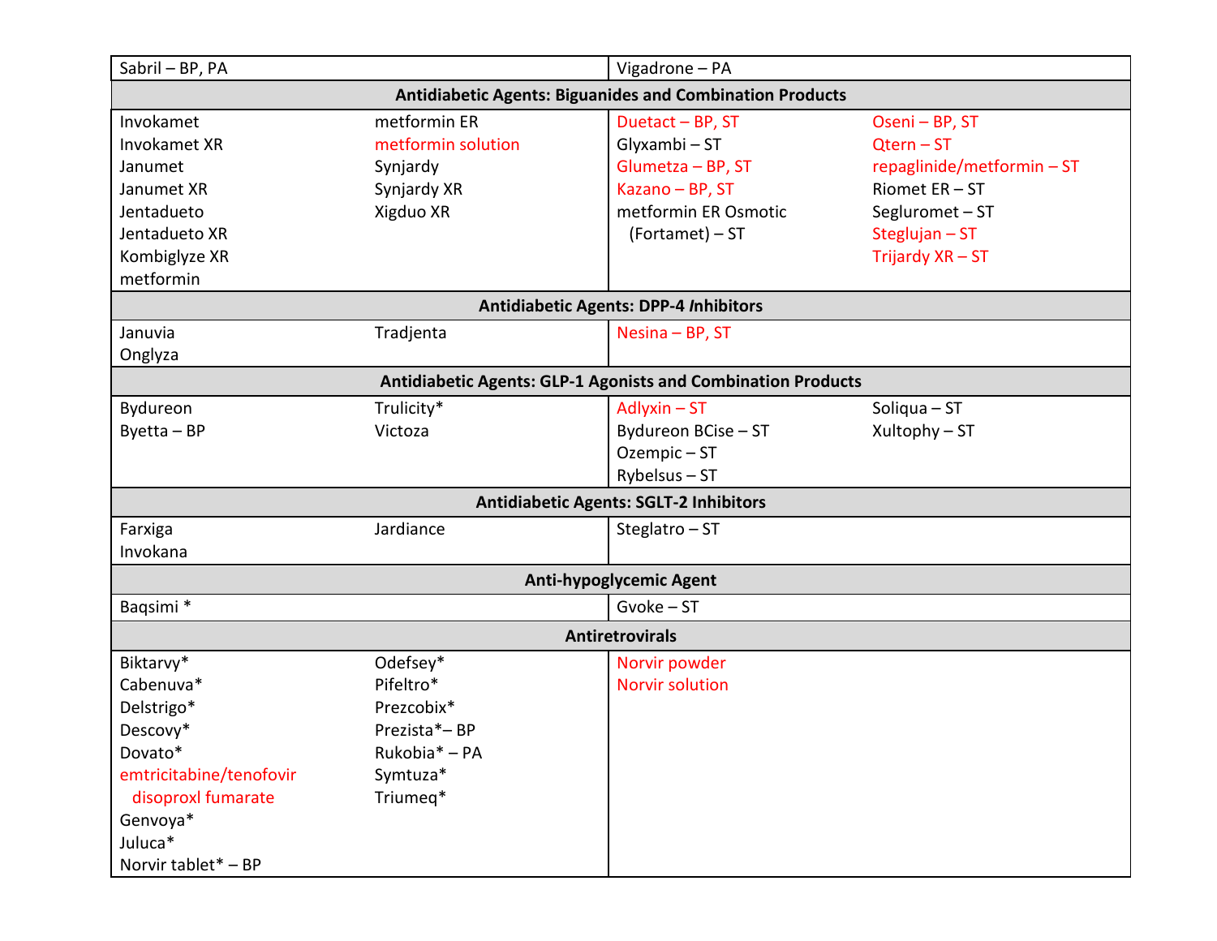| | | | |
|---|---|---|---|
| Sabril – BP, PA | | Vigadrone – PA | |
| **Antidiabetic Agents: Biguanides and Combination Products** | | | |
| Invokamet<br>Invokamet XR<br>Janumet<br>Janumet XR<br>Jentadueto<br>Jentadueto XR<br>Kombiglyze XR<br>metformin | metformin ER<br>metformin solution<br>Synjardy<br>Synjardy XR<br>Xigduo XR | Duetact – BP, ST<br>Glyxambi – ST<br>Glumetza – BP, ST<br>Kazano – BP, ST<br>metformin ER Osmotic (Fortamet) – ST | Oseni – BP, ST<br>Qtern – ST<br>repaglinide/metformin – ST<br>Riomet ER – ST<br>Segluromet – ST<br>Steglujan – ST<br>Trijardy XR – ST |
| **Antidiabetic Agents: DPP-4 Inhibitors** | | | |
| Januvia<br>Onglyza | Tradjenta | Nesina – BP, ST | |
| **Antidiabetic Agents: GLP-1 Agonists and Combination Products** | | | |
| Bydureon<br>Byetta – BP | Trulicity*<br>Victoza | Adlyxin – ST<br>Bydureon BCise – ST<br>Ozempic – ST<br>Rybelsus – ST | Soliqua – ST<br>Xultophy – ST |
| **Antidiabetic Agents: SGLT-2 Inhibitors** | | | |
| Farxiga<br>Invokana | Jardiance | Steglatro – ST | |
| **Anti-hypoglycemic Agent** | | | |
| Baqsimi * | | Gvoke – ST | |
| **Antiretrovirals** | | | |
| Biktarvy*<br>Cabenuva*<br>Delstrigo*<br>Descovy*<br>Dovato*<br>emtricitabine/tenofovir disoproxl fumarate<br>Genvoya*<br>Juluca*<br>Norvir tablet* – BP | Odefsey*<br>Pifeltro*<br>Prezcobix*<br>Prezista*– BP<br>Rukobia* – PA<br>Symtuza*<br>Triumeq* | Norvir powder<br>Norvir solution | |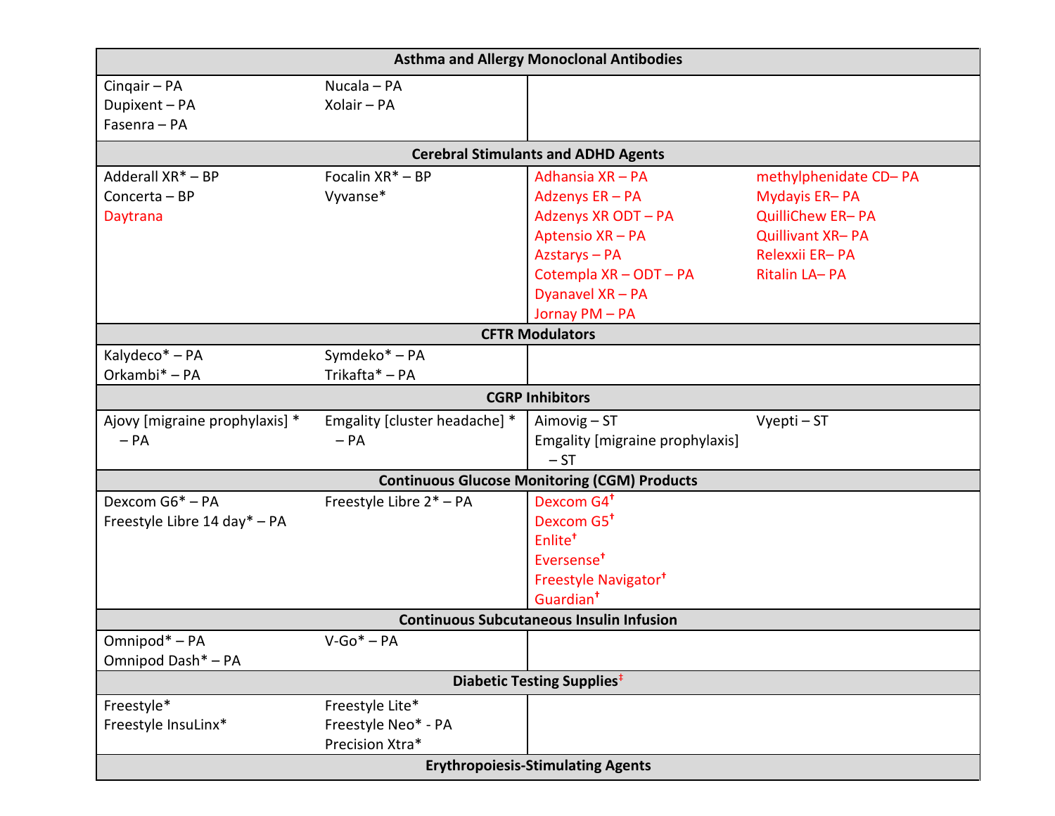| | | | |
|---|---|---|---|
| **Asthma and Allergy Monoclonal Antibodies** | | | |
| Cinqair – PA<br>Dupixent – PA<br>Fasenra – PA | Nucala – PA<br>Xolair – PA | | |
| **Cerebral Stimulants and ADHD Agents** | | | |
| Adderall XR* – BP<br>Concerta – BP<br>Daytrana | Focalin XR* – BP<br>Vyvanse* | Adhansia XR – PA<br>Adzenys ER – PA<br>Adzenys XR ODT – PA<br>Aptensio XR – PA<br>Azstarys – PA<br>Cotempla XR – ODT – PA<br>Dyanavel XR – PA<br>Jornay PM – PA | methylphenidate CD– PA<br>Mydayis ER– PA<br>QuilliChew ER– PA<br>Quillivant XR– PA<br>Relexxii ER– PA<br>Ritalin LA– PA |
| **CFTR Modulators** | | | |
| Kalydeco* – PA<br>Orkambi* – PA | Symdeko* – PA<br>Trikafta* – PA | | |
| **CGRP Inhibitors** | | | |
| Ajovy [migraine prophylaxis] * – PA | Emgality [cluster headache] * – PA | Aimovig – ST<br>Emgality [migraine prophylaxis] – ST | Vyepti – ST |
| **Continuous Glucose Monitoring (CGM) Products** | | | |
| Dexcom G6* – PA<br>Freestyle Libre 14 day* – PA | Freestyle Libre 2* – PA | Dexcom G4†<br>Dexcom G5†<br>Enlite†<br>Eversense†<br>Freestyle Navigator†<br>Guardian† | |
| **Continuous Subcutaneous Insulin Infusion** | | | |
| Omnipod* – PA<br>Omnipod Dash* – PA | V-Go* – PA | | |
| **Diabetic Testing Supplies‡** | | | |
| Freestyle*<br>Freestyle InsuLinx* | Freestyle Lite*<br>Freestyle Neo* - PA<br>Precision Xtra* | | |
| **Erythropoiesis-Stimulating Agents** | | | |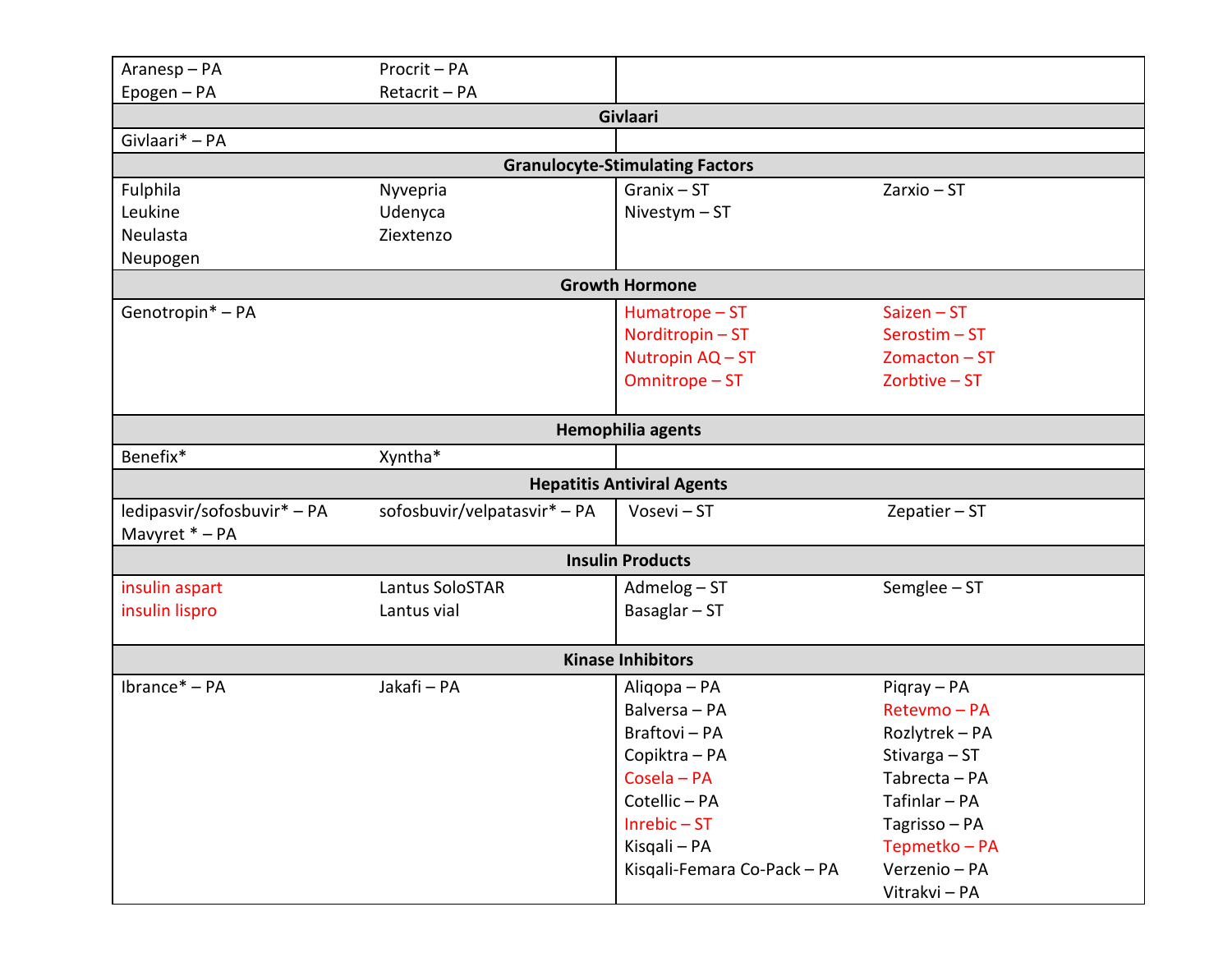| | | | |
|---|---|---|---|
| Aranesp – PA<br>Epogen – PA | Procrit – PA<br>Retacrit – PA | | |
| **Givlaari** | | | |
| Givlaari* – PA | | | |
| **Granulocyte-Stimulating Factors** | | | |
| Fulphila<br>Leukine<br>Neulasta<br>Neupogen | Nyvepria<br>Udenyca<br>Ziextenzo | Granix – ST<br>Nivestym – ST | Zarxio – ST |
| **Growth Hormone** | | | |
| Genotropin* – PA | | Humatrope – ST<br>Norditropin – ST<br>Nutropin AQ – ST<br>Omnitrope – ST | Saizen – ST<br>Serostim – ST<br>Zomacton – ST<br>Zorbtive – ST |
| **Hemophilia agents** | | | |
| Benefix* | Xyntha* | | |
| **Hepatitis Antiviral Agents** | | | |
| ledipasvir/sofosbuvir* – PA<br>Mavyret * – PA | sofosbuvir/velpatasvir* – PA | Vosevi – ST | Zepatier – ST |
| **Insulin Products** | | | |
| insulin aspart<br>insulin lispro | Lantus SoloSTAR<br>Lantus vial | Admelog – ST<br>Basaglar – ST | Semglee – ST |
| **Kinase Inhibitors** | | | |
| Ibrance* – PA | Jakafi – PA | Aliqopa – PA<br>Balversa – PA<br>Braftovi – PA<br>Copiktra – PA<br>Cosela – PA<br>Cotellic – PA<br>Inrebic – ST<br>Kisqali – PA<br>Kisqali-Femara Co-Pack – PA | Piqray – PA<br>Retevmo – PA<br>Rozlytrek – PA<br>Stivarga – ST<br>Tabrecta – PA<br>Tafinlar – PA<br>Tagrisso – PA<br>Tepmetko – PA<br>Verzenio – PA<br>Vitrakvi – PA |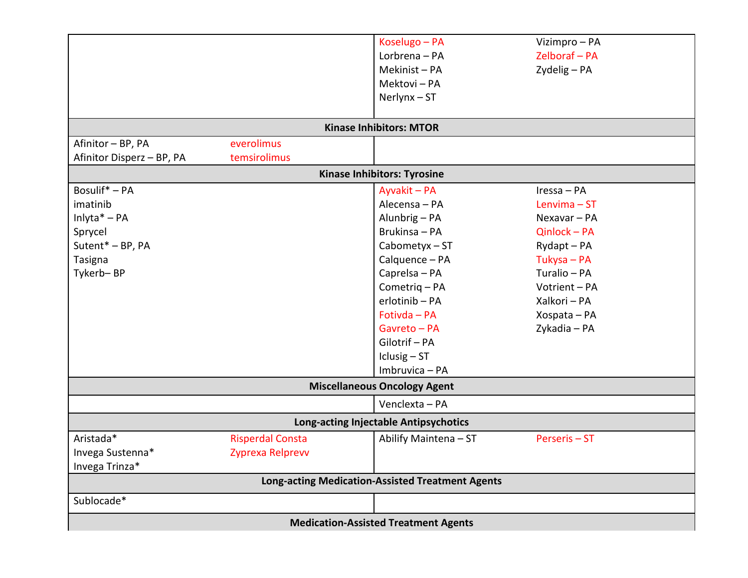| | | | |
|---|---|---|---|
| | | Koselugo – PA<br>Lorbrena – PA<br>Mekinist – PA<br>Mektovi – PA<br>Nerlynx – ST | Vizimpro – PA<br>Zelboraf – PA<br>Zydelig – PA |
| **Kinase Inhibitors: MTOR** | | | |
| Afinitor – BP, PA<br>Afinitor Disperz – BP, PA | everolimus<br>temsirolimus | | |
| **Kinase Inhibitors: Tyrosine** | | | |
| Bosulif* – PA<br>imatinib<br>Inlyta* – PA<br>Sprycel<br>Sutent* – BP, PA<br>Tasigna<br>Tykerb– BP | | Ayvakit – PA<br>Alecensa – PA<br>Alunbrig – PA<br>Brukinsa – PA<br>Cabometyx – ST<br>Calquence – PA<br>Caprelsa – PA<br>Cometriq – PA<br>erlotinib – PA<br>Fotivda – PA<br>Gavreto – PA<br>Gilotrif – PA<br>Iclusig – ST<br>Imbruvica – PA | Iressa – PA<br>Lenvima – ST<br>Nexavar – PA<br>Qinlock – PA<br>Rydapt – PA<br>Tukysa – PA<br>Turalio – PA<br>Votrient – PA<br>Xalkori – PA<br>Xospata – PA<br>Zykadia – PA |
| **Miscellaneous Oncology Agent** | | | |
| | | Venclexta – PA | |
| **Long-acting Injectable Antipsychotics** | | | |
| Aristada*<br>Invega Sustenna*<br>Invega Trinza* | Risperdal Consta<br>Zyprexa Relprevv | Abilify Maintena – ST | Perseris – ST |
| **Long-acting Medication-Assisted Treatment Agents** | | | |
| Sublocade* | | | |
| **Medication-Assisted Treatment Agents** | | | |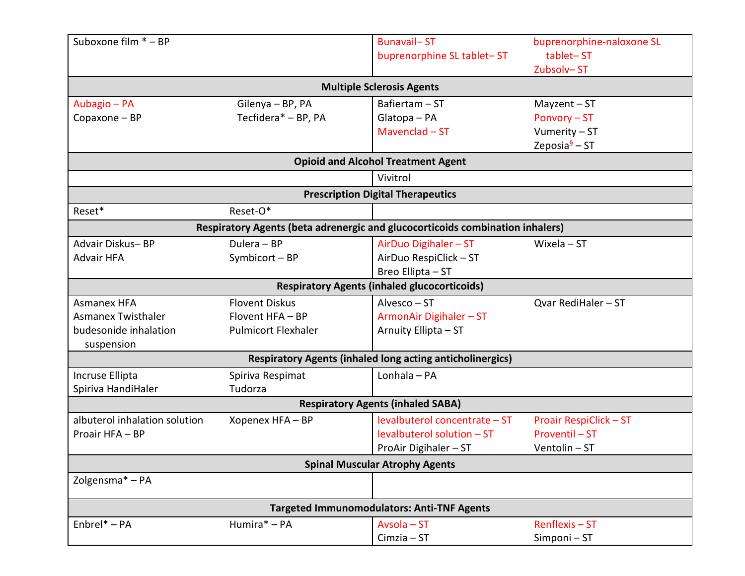| | | | |
|---|---|---|---|
| Suboxone film * – BP | | Bunavail– ST<br>buprenorphine SL tablet– ST | buprenorphine-naloxone SL tablet– ST<br>Zubsolv– ST |
| **Multiple Sclerosis Agents** | | | |
| Aubagio – PA<br>Copaxone – BP | Gilenya – BP, PA<br>Tecfidera* – BP, PA | Bafiertam – ST<br>Glatopa – PA<br>Mavenclad – ST | Mayzent – ST<br>Ponvory – ST<br>Vumerity – ST<br>Zeposia[§] – ST |
| **Opioid and Alcohol Treatment Agent** | | | |
| | | Vivitrol | |
| **Prescription Digital Therapeutics** | | | |
| Reset* | Reset-O* | | |
| **Respiratory Agents (beta adrenergic and glucocorticoids combination inhalers)** | | | |
| Advair Diskus– BP<br>Advair HFA | Dulera – BP<br>Symbicort – BP | AirDuo Digihaler – ST<br>AirDuo RespiClick – ST<br>Breo Ellipta – ST | Wixela – ST |
| **Respiratory Agents (inhaled glucocorticoids)** | | | |
| Asmanex HFA<br>Asmanex Twisthaler<br>budesonide inhalation suspension | Flovent Diskus<br>Flovent HFA – BP<br>Pulmicort Flexhaler | Alvesco – ST<br>ArmonAir Digihaler – ST<br>Arnuity Ellipta – ST | Qvar RediHaler – ST |
| **Respiratory Agents (inhaled long acting anticholinergics)** | | | |
| Incruse Ellipta<br>Spiriva HandiHaler | Spiriva Respimat<br>Tudorza | Lonhala – PA | |
| **Respiratory Agents (inhaled SABA)** | | | |
| albuterol inhalation solution<br>Proair HFA – BP | Xopenex HFA – BP | levalbuterol concentrate – ST<br>levalbuterol solution – ST<br>ProAir Digihaler – ST | Proair RespiClick – ST<br>Proventil – ST<br>Ventolin – ST |
| **Spinal Muscular Atrophy Agents** | | | |
| Zolgensma* – PA | | | |
| **Targeted Immunomodulators: Anti-TNF Agents** | | | |
| Enbrel* – PA | Humira* – PA | Avsola – ST<br>Cimzia – ST | Renflexis – ST<br>Simponi – ST |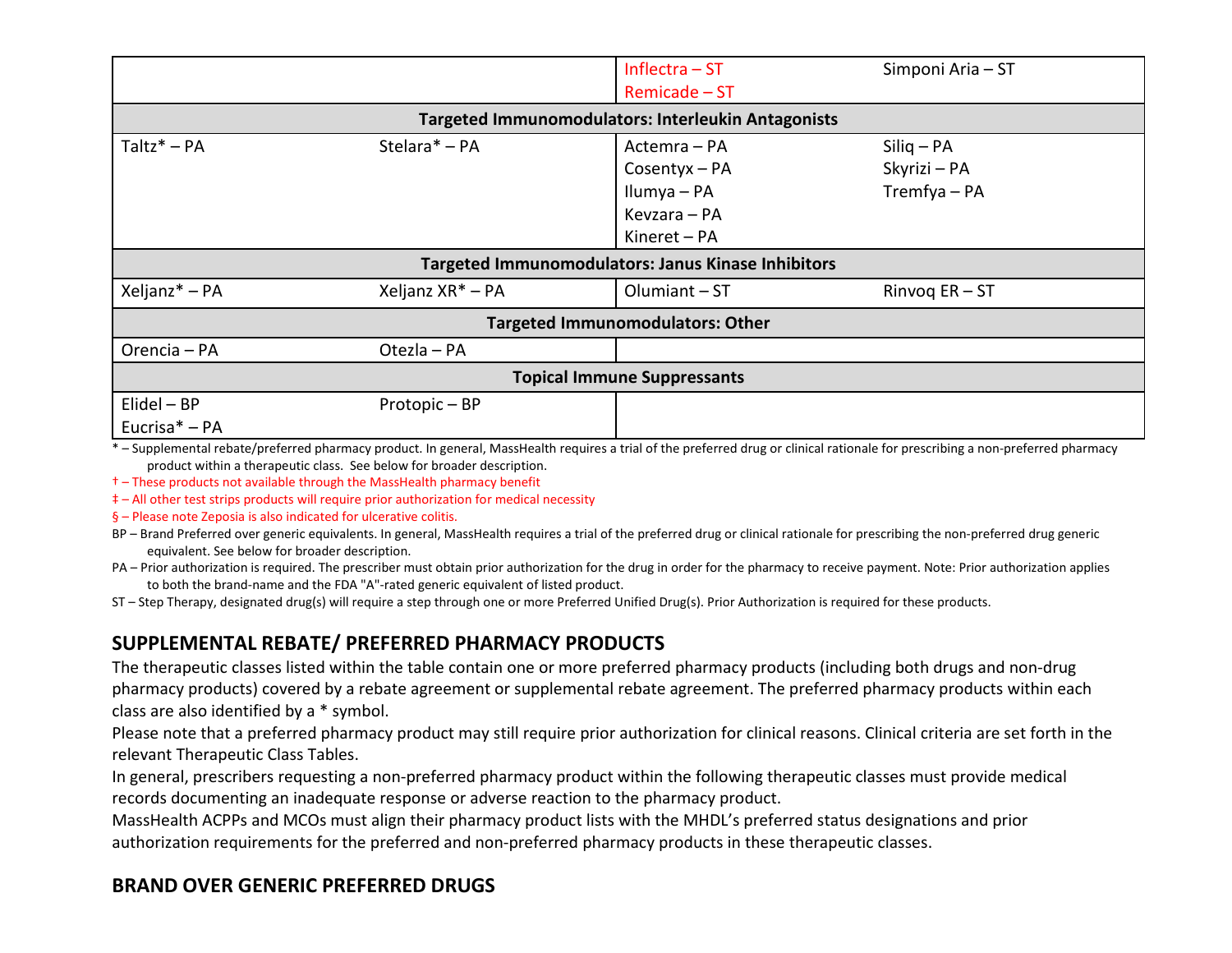| | | | |
|---|---|---|---|
| | | Inflectra – ST<br>Remicade – ST | Simponi Aria – ST |
| **Targeted Immunomodulators: Interleukin Antagonists** | | | |
| Taltz* – PA | Stelara* – PA | Actemra – PA<br>Cosentyx – PA<br>Ilumya – PA<br>Kevzara – PA<br>Kineret – PA | Siliq – PA<br>Skyrizi – PA<br>Tremfya – PA |
| **Targeted Immunomodulators: Janus Kinase Inhibitors** | | | |
| Xeljanz* – PA | Xeljanz XR* – PA | Olumiant – ST | Rinvoq ER – ST |
| **Targeted Immunomodulators: Other** | | | |
| Orencia – PA | Otezla – PA | | |
| **Topical Immune Suppressants** | | | |
| Elidel – BP<br>Eucrisa* – PA | Protopic – BP | | |

* – Supplemental rebate/preferred pharmacy product. In general, MassHealth requires a trial of the preferred drug or clinical rationale for prescribing a non-preferred pharmacy product within a therapeutic class. See below for broader description.

† – These products not available through the MassHealth pharmacy benefit

‡ – All other test strips products will require prior authorization for medical necessity

§ – Please note Zeposia is also indicated for ulcerative colitis.

BP – Brand Preferred over generic equivalents. In general, MassHealth requires a trial of the preferred drug or clinical rationale for prescribing the non-preferred drug generic equivalent. See below for broader description.

PA – Prior authorization is required. The prescriber must obtain prior authorization for the drug in order for the pharmacy to receive payment. Note: Prior authorization applies to both the brand-name and the FDA "A"-rated generic equivalent of listed product.

ST – Step Therapy, designated drug(s) will require a step through one or more Preferred Unified Drug(s). Prior Authorization is required for these products.

## SUPPLEMENTAL REBATE/ PREFERRED PHARMACY PRODUCTS

The therapeutic classes listed within the table contain one or more preferred pharmacy products (including both drugs and non-drug pharmacy products) covered by a rebate agreement or supplemental rebate agreement. The preferred pharmacy products within each class are also identified by a * symbol.

Please note that a preferred pharmacy product may still require prior authorization for clinical reasons. Clinical criteria are set forth in the relevant Therapeutic Class Tables.

In general, prescribers requesting a non-preferred pharmacy product within the following therapeutic classes must provide medical records documenting an inadequate response or adverse reaction to the pharmacy product.

MassHealth ACPPs and MCOs must align their pharmacy product lists with the MHDL's preferred status designations and prior authorization requirements for the preferred and non-preferred pharmacy products in these therapeutic classes.

## BRAND OVER GENERIC PREFERRED DRUGS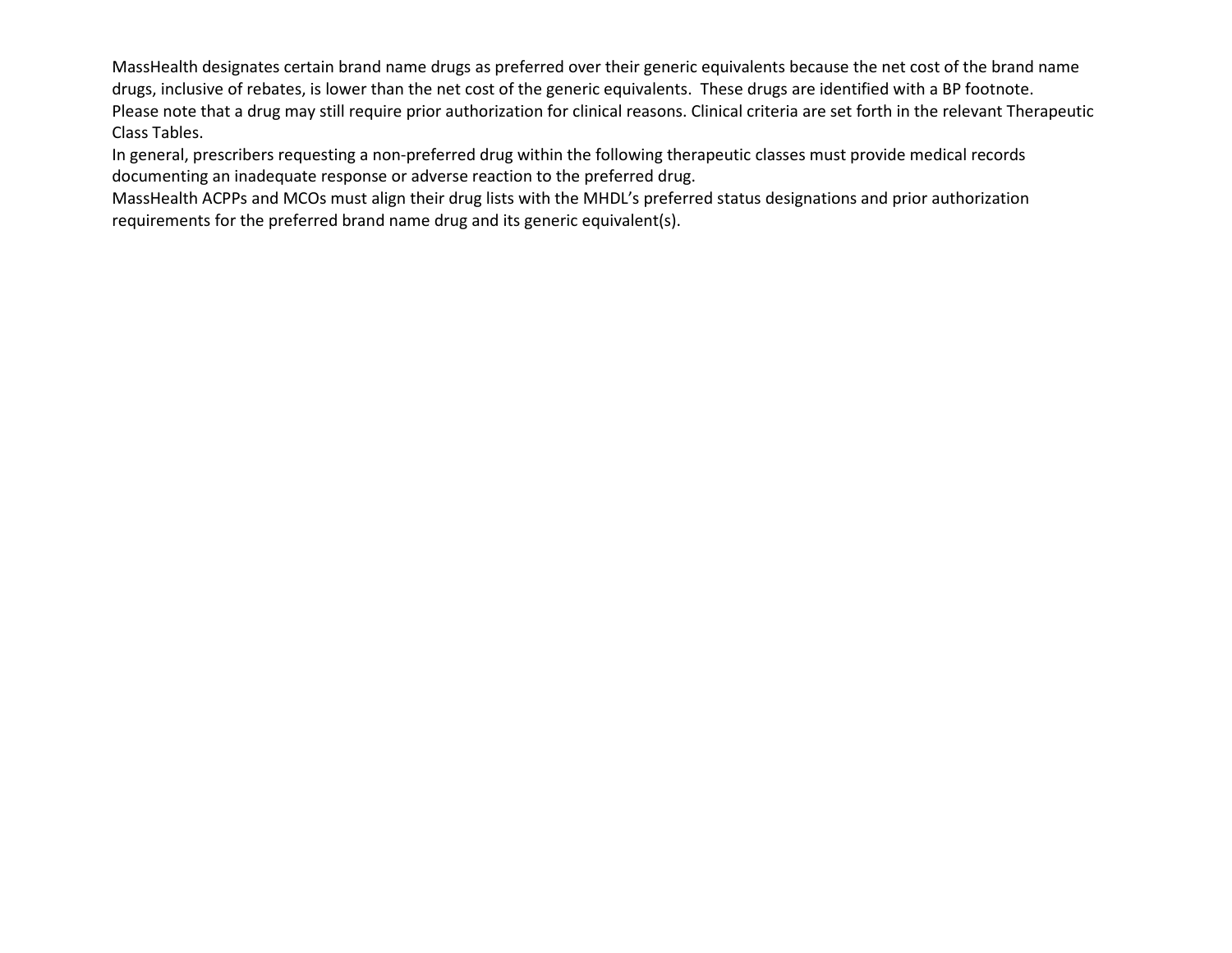MassHealth designates certain brand name drugs as preferred over their generic equivalents because the net cost of the brand name drugs, inclusive of rebates, is lower than the net cost of the generic equivalents. These drugs are identified with a BP footnote.

Please note that a drug may still require prior authorization for clinical reasons. Clinical criteria are set forth in the relevant Therapeutic Class Tables.

In general, prescribers requesting a non-preferred drug within the following therapeutic classes must provide medical records documenting an inadequate response or adverse reaction to the preferred drug.

MassHealth ACPPs and MCOs must align their drug lists with the MHDL's preferred status designations and prior authorization requirements for the preferred brand name drug and its generic equivalent(s).